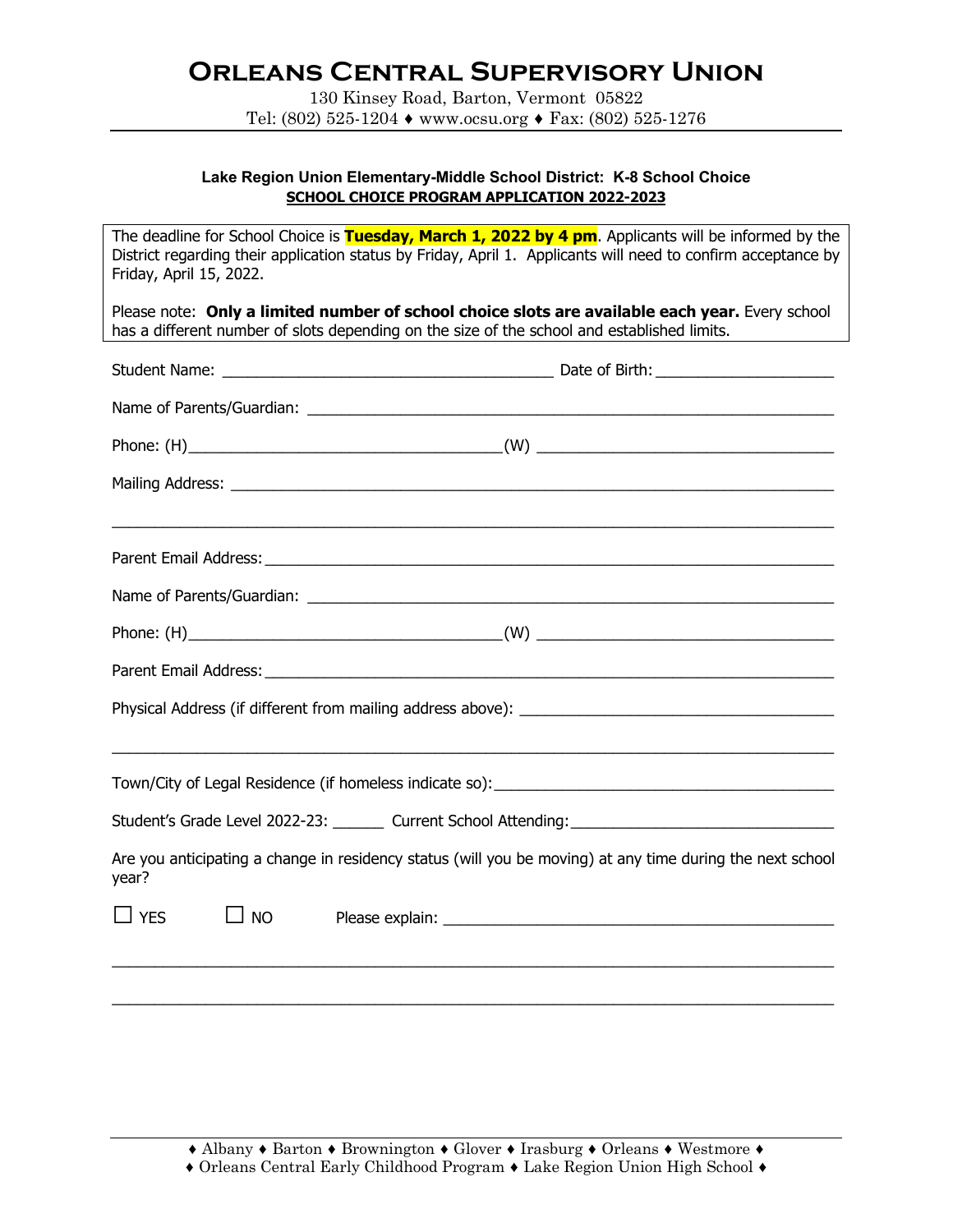# Orleans Central Supervisory Union

130 Kinsey Road, Barton, Vermont 05822
Tel: (802) 525-1204 ♦ www.ocsu.org ♦ Fax: (802) 525-1276

**Lake Region Union Elementary-Middle School District: K-8 School Choice**
**SCHOOL CHOICE PROGRAM APPLICATION 2022-2023**

The deadline for School Choice is **Tuesday, March 1, 2022 by 4 pm**. Applicants will be informed by the District regarding their application status by Friday, April 1. Applicants will need to confirm acceptance by Friday, April 15, 2022.

Please note: **Only a limited number of school choice slots are available each year.** Every school has a different number of slots depending on the size of the school and established limits.

Student Name: ______________________________________ Date of Birth: ____________________

Name of Parents/Guardian: ____________________________________________________________

Phone: (H)____________________________________(W) __________________________________

Mailing Address: ____________________________________________________________________

_____________________________________________________________________________________

Parent Email Address: _________________________________________________________________

Name of Parents/Guardian: ____________________________________________________________

Phone: (H)____________________________________(W) __________________________________

Parent Email Address: _________________________________________________________________

Physical Address (if different from mailing address above): ____________________________________

_____________________________________________________________________________________

Town/City of Legal Residence (if homeless indicate so): _______________________________________

Student's Grade Level 2022-23: ______ Current School Attending: ______________________________

Are you anticipating a change in residency status (will you be moving) at any time during the next school year?

☐ YES ☐ NO Please explain: _____________________________________________

_____________________________________________________________________________________

_____________________________________________________________________________________

♦ Albany ♦ Barton ♦ Brownington ♦ Glover ♦ Irasburg ♦ Orleans ♦ Westmore ♦
♦ Orleans Central Early Childhood Program ♦ Lake Region Union High School ♦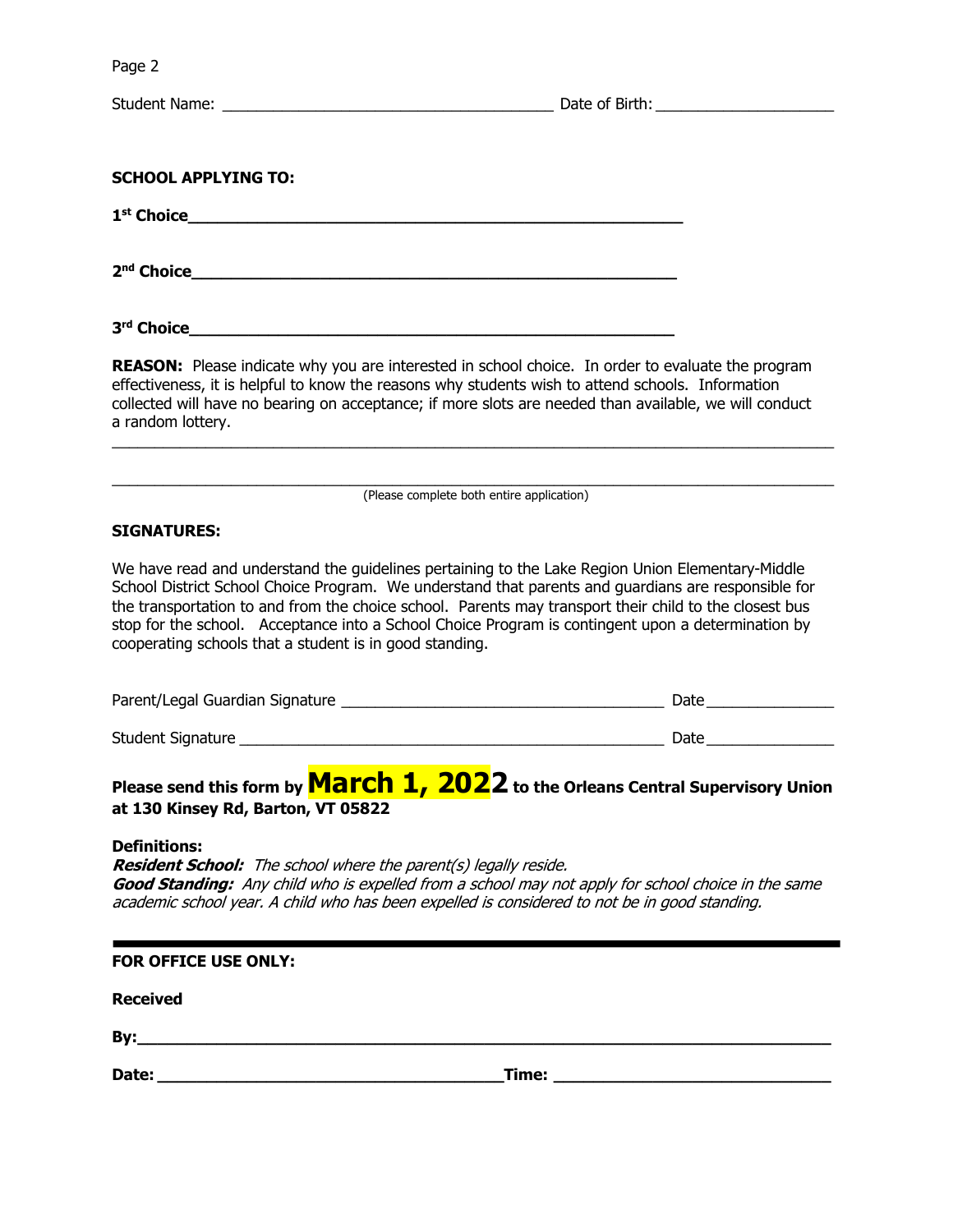Student Name: ________________________________________ Date of Birth: _____________________

**SCHOOL APPLYING TO:**

**1st Choice**________________________________________________________

**2nd Choice**________________________________________________________

**3rd Choice**________________________________________________________

**REASON:** Please indicate why you are interested in school choice. In order to evaluate the program effectiveness, it is helpful to know the reasons why students wish to attend schools. Information collected will have no bearing on acceptance; if more slots are needed than available, we will conduct a random lottery.

_____________________________________________________________________________________

_____________________________________________________________________________________

(Please complete both entire application)

**SIGNATURES:**

We have read and understand the guidelines pertaining to the Lake Region Union Elementary-Middle School District School Choice Program. We understand that parents and guardians are responsible for the transportation to and from the choice school. Parents may transport their child to the closest bus stop for the school. Acceptance into a School Choice Program is contingent upon a determination by cooperating schools that a student is in good standing.

Parent/Legal Guardian Signature _______________________________________ Date _______________

Student Signature __________________________________________________ Date _______________

**Please send this form by March 1, 2022 to the Orleans Central Supervisory Union at 130 Kinsey Rd, Barton, VT 05822**

**Definitions:**
***Resident School:*** *The school where the parent(s) legally reside.*
***Good Standing:*** *Any child who is expelled from a school may not apply for school choice in the same academic school year. A child who has been expelled is considered to not be in good standing.*

---

**FOR OFFICE USE ONLY:**

**Received**

**By:**_____________________________________________________________________________

**Date:** ______________________________________**Time:** ______________________________